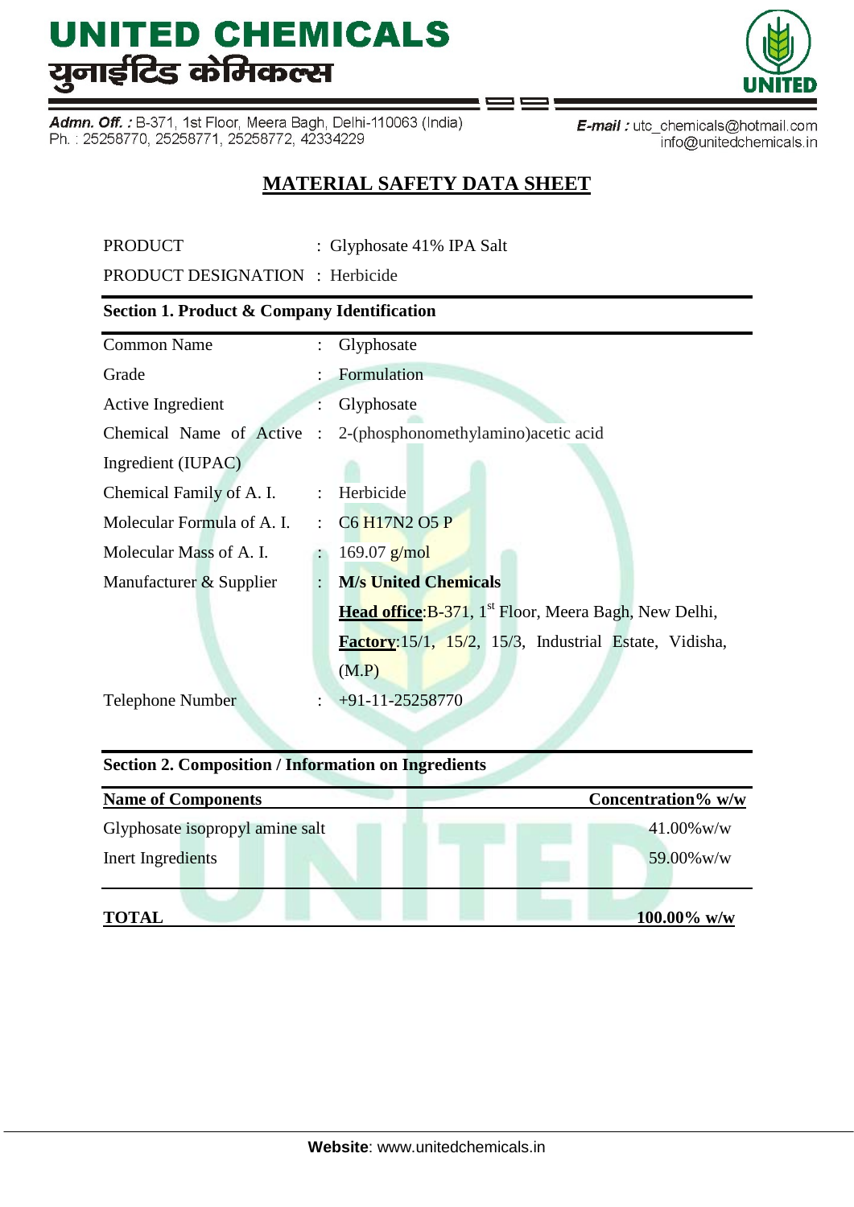# UNITED CHEMICALS
# युनाईटिड केमिकल्स

**Admn. Off. :** B-371, 1st Floor, Meera Bagh, Delhi-110063 (India)
Ph. : 25258770, 25258771, 25258772, 42334229

**E-mail :** utc_chemicals@hotmail.com
info@unitedchemicals.in

## MATERIAL SAFETY DATA SHEET

PRODUCT : Glyphosate 41% IPA Salt

PRODUCT DESIGNATION : Herbicide

### Section 1. Product & Company Identification

| | | |
|---|---|---|
| Common Name | : | Glyphosate |
| Grade | : | Formulation |
| Active Ingredient | : | Glyphosate |
| Chemical Name of Active Ingredient (IUPAC) | : | 2-(phosphonomethylamino)acetic acid |
| Chemical Family of A. I. | : | Herbicide |
| Molecular Formula of A. I. | : | $C_6H_{17}N_2O_5P$ |
| Molecular Mass of A. I. | : | 169.07 g/mol |
| Manufacturer & Supplier | : | **M/s United Chemicals**<br>**Head office**:B-371, 1st Floor, Meera Bagh, New Delhi,<br>**Factory**:15/1, 15/2, 15/3, Industrial Estate, Vidisha, (M.P) |
| Telephone Number | : | +91-11-25258770 |

### Section 2. Composition / Information on Ingredients

| Name of Components | Concentration% w/w |
|---|---|
| Glyphosate isopropyl amine salt | 41.00%w/w |
| Inert Ingredients | 59.00%w/w |
| **TOTAL** | **100.00% w/w** |

**Website**: www.unitedchemicals.in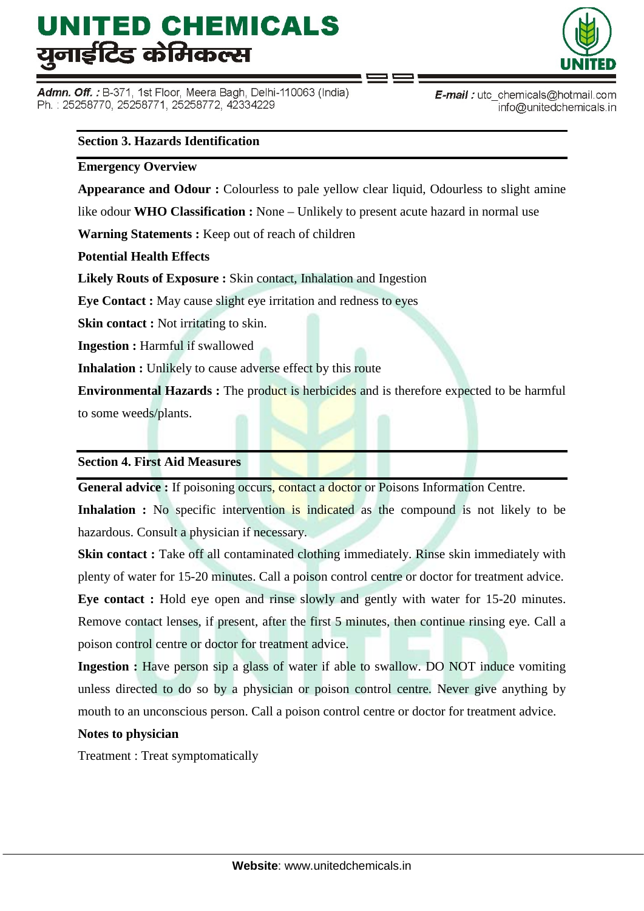## Section 3. Hazards Identification

**Emergency Overview**

**Appearance and Odour :** Colourless to pale yellow clear liquid, Odourless to slight amine like odour **WHO Classification :** None – Unlikely to present acute hazard in normal use

**Warning Statements :** Keep out of reach of children

**Potential Health Effects**

**Likely Routs of Exposure :** Skin contact, Inhalation and Ingestion

**Eye Contact :** May cause slight eye irritation and redness to eyes

**Skin contact :** Not irritating to skin.

**Ingestion :** Harmful if swallowed

**Inhalation :** Unlikely to cause adverse effect by this route

**Environmental Hazards :** The product is herbicides and is therefore expected to be harmful to some weeds/plants.

## Section 4. First Aid Measures

**General advice :** If poisoning occurs, contact a doctor or Poisons Information Centre.

**Inhalation :** No specific intervention is indicated as the compound is not likely to be hazardous. Consult a physician if necessary.

**Skin contact :** Take off all contaminated clothing immediately. Rinse skin immediately with plenty of water for 15-20 minutes. Call a poison control centre or doctor for treatment advice.

**Eye contact :** Hold eye open and rinse slowly and gently with water for 15-20 minutes. Remove contact lenses, if present, after the first 5 minutes, then continue rinsing eye. Call a poison control centre or doctor for treatment advice.

**Ingestion :** Have person sip a glass of water if able to swallow. DO NOT induce vomiting unless directed to do so by a physician or poison control centre. Never give anything by mouth to an unconscious person. Call a poison control centre or doctor for treatment advice.

**Notes to physician**

Treatment : Treat symptomatically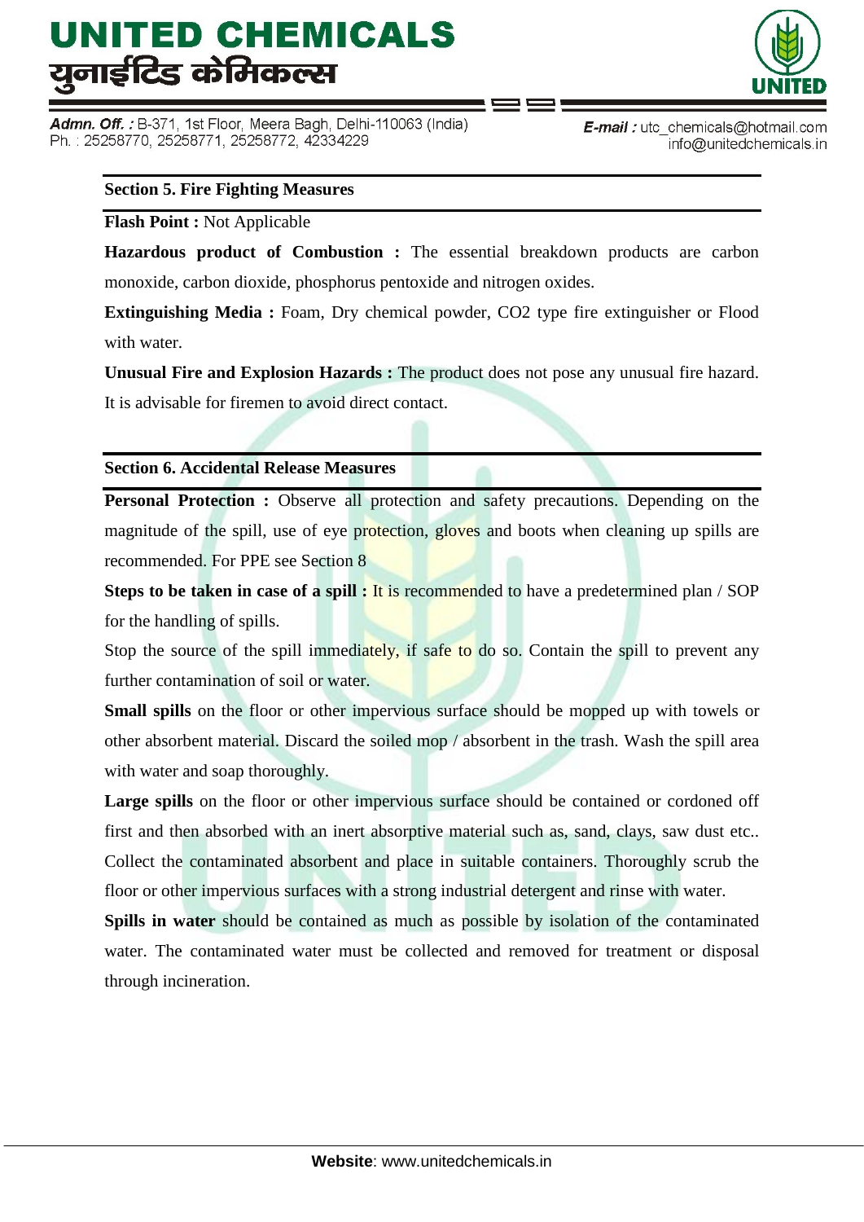## Section 5. Fire Fighting Measures

**Flash Point :** Not Applicable

**Hazardous product of Combustion :** The essential breakdown products are carbon monoxide, carbon dioxide, phosphorus pentoxide and nitrogen oxides.

**Extinguishing Media :** Foam, Dry chemical powder, $CO_2$ type fire extinguisher or Flood with water.

**Unusual Fire and Explosion Hazards :** The product does not pose any unusual fire hazard. It is advisable for firemen to avoid direct contact.

## Section 6. Accidental Release Measures

**Personal Protection :** Observe all protection and safety precautions. Depending on the magnitude of the spill, use of eye protection, gloves and boots when cleaning up spills are recommended. For PPE see Section 8

**Steps to be taken in case of a spill :** It is recommended to have a predetermined plan / SOP for the handling of spills.

Stop the source of the spill immediately, if safe to do so. Contain the spill to prevent any further contamination of soil or water.

**Small spills** on the floor or other impervious surface should be mopped up with towels or other absorbent material. Discard the soiled mop / absorbent in the trash. Wash the spill area with water and soap thoroughly.

**Large spills** on the floor or other impervious surface should be contained or cordoned off first and then absorbed with an inert absorptive material such as, sand, clays, saw dust etc.. Collect the contaminated absorbent and place in suitable containers. Thoroughly scrub the floor or other impervious surfaces with a strong industrial detergent and rinse with water.

**Spills in water** should be contained as much as possible by isolation of the contaminated water. The contaminated water must be collected and removed for treatment or disposal through incineration.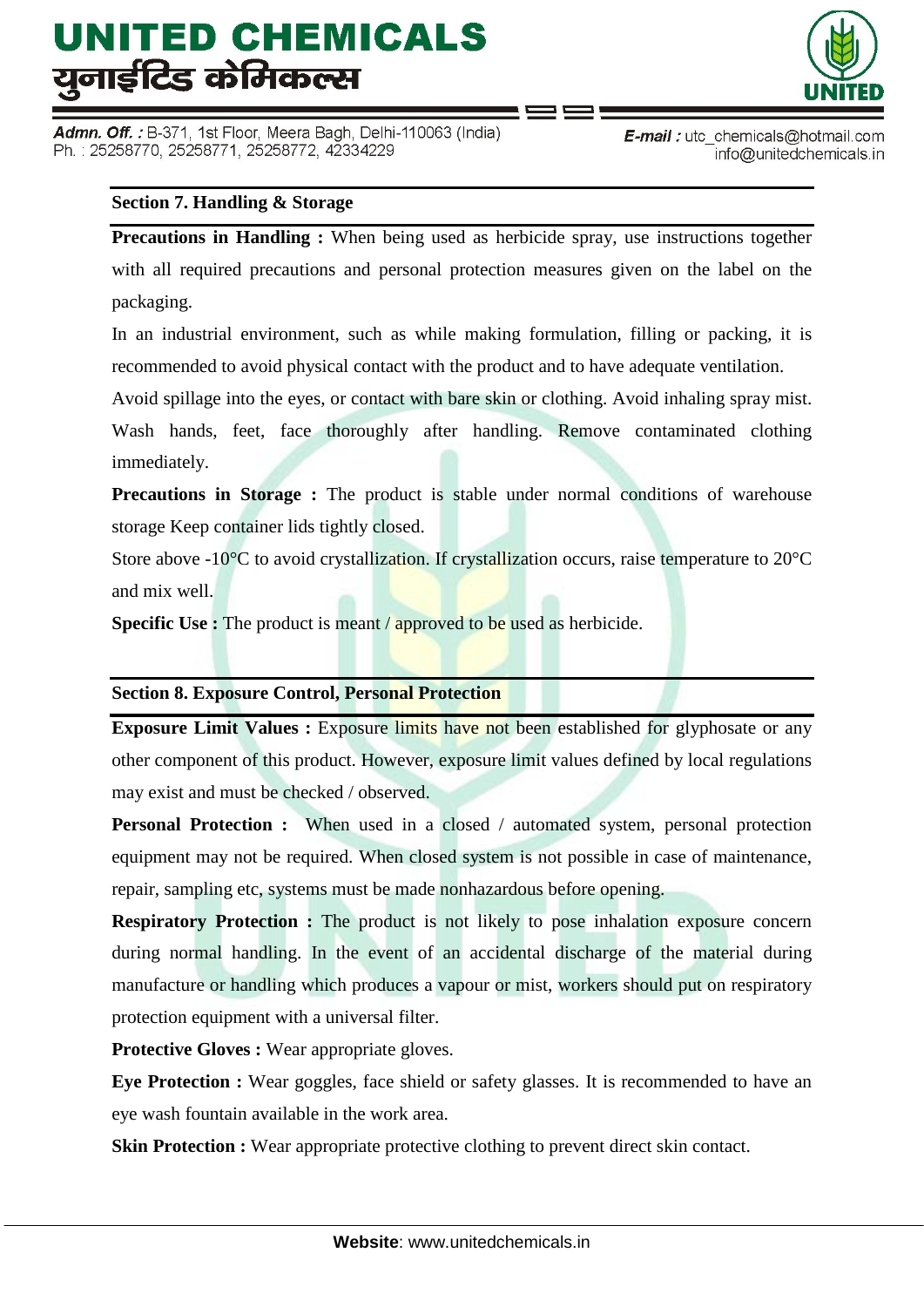## Section 7. Handling & Storage

**Precautions in Handling :** When being used as herbicide spray, use instructions together with all required precautions and personal protection measures given on the label on the packaging.

In an industrial environment, such as while making formulation, filling or packing, it is recommended to avoid physical contact with the product and to have adequate ventilation.

Avoid spillage into the eyes, or contact with bare skin or clothing. Avoid inhaling spray mist. Wash hands, feet, face thoroughly after handling. Remove contaminated clothing immediately.

**Precautions in Storage :** The product is stable under normal conditions of warehouse storage Keep container lids tightly closed.

Store above -10°C to avoid crystallization. If crystallization occurs, raise temperature to 20°C and mix well.

**Specific Use :** The product is meant / approved to be used as herbicide.

## Section 8. Exposure Control, Personal Protection

**Exposure Limit Values :** Exposure limits have not been established for glyphosate or any other component of this product. However, exposure limit values defined by local regulations may exist and must be checked / observed.

**Personal Protection :** When used in a closed / automated system, personal protection equipment may not be required. When closed system is not possible in case of maintenance, repair, sampling etc, systems must be made nonhazardous before opening.

**Respiratory Protection :** The product is not likely to pose inhalation exposure concern during normal handling. In the event of an accidental discharge of the material during manufacture or handling which produces a vapour or mist, workers should put on respiratory protection equipment with a universal filter.

**Protective Gloves :** Wear appropriate gloves.

**Eye Protection :** Wear goggles, face shield or safety glasses. It is recommended to have an eye wash fountain available in the work area.

**Skin Protection :** Wear appropriate protective clothing to prevent direct skin contact.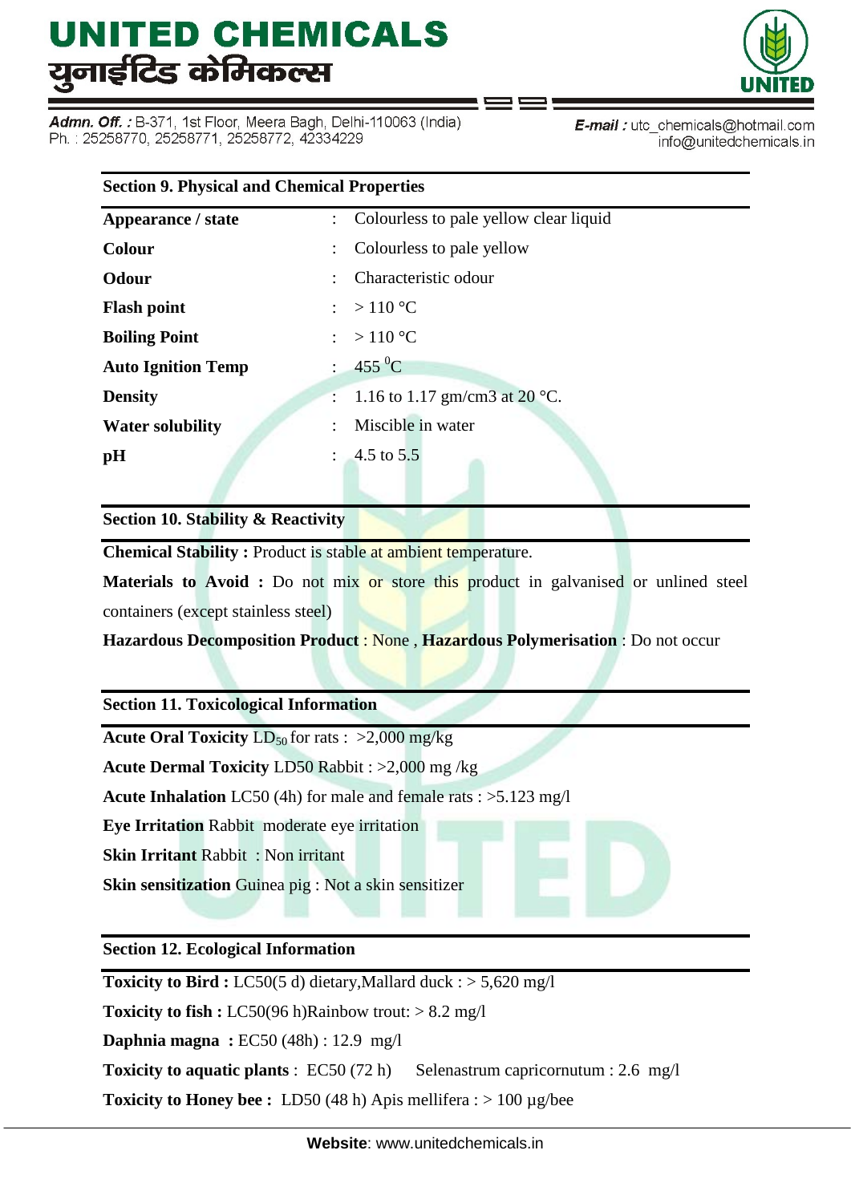## Section 9. Physical and Chemical Properties

| | | |
|---|---|---|
| **Appearance / state** | : | Colourless to pale yellow clear liquid |
| **Colour** | : | Colourless to pale yellow |
| **Odour** | : | Characteristic odour |
| **Flash point** | : | > 110 °C |
| **Boiling Point** | : | > 110 °C |
| **Auto Ignition Temp** | : | 455 $^{0}$C |
| **Density** | : | 1.16 to 1.17 gm/cm3 at 20 °C. |
| **Water solubility** | : | Miscible in water |
| **pH** | : | 4.5 to 5.5 |

## Section 10. Stability & Reactivity

**Chemical Stability :** Product is stable at ambient temperature.

**Materials to Avoid :** Do not mix or store this product in galvanised or unlined steel containers (except stainless steel)

**Hazardous Decomposition Product** : None , **Hazardous Polymerisation** : Do not occur

## Section 11. Toxicological Information

**Acute Oral Toxicity** $LD_{50}$ for rats : >2,000 mg/kg

**Acute Dermal Toxicity** LD50 Rabbit : >2,000 mg /kg

**Acute Inhalation** LC50 (4h) for male and female rats : >5.123 mg/l

**Eye Irritation** Rabbit moderate eye irritation

**Skin Irritant** Rabbit : Non irritant

**Skin sensitization** Guinea pig : Not a skin sensitizer

## Section 12. Ecological Information

**Toxicity to Bird :** LC50(5 d) dietary,Mallard duck : > 5,620 mg/l

**Toxicity to fish :** LC50(96 h)Rainbow trout: > 8.2 mg/l

**Daphnia magna :** EC50 (48h) : 12.9 mg/l

**Toxicity to aquatic plants** : EC50 (72 h) Selenastrum capricornutum : 2.6 mg/l

**Toxicity to Honey bee :** LD50 (48 h) Apis mellifera : > 100 µg/bee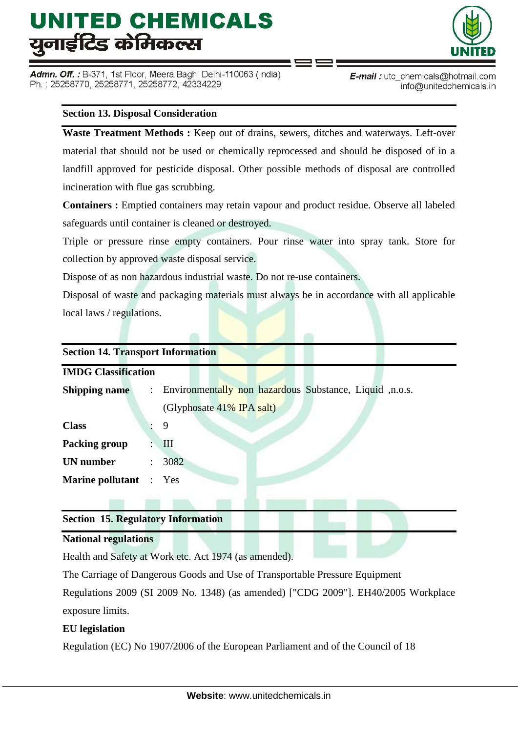## Section 13. Disposal Consideration

**Waste Treatment Methods :** Keep out of drains, sewers, ditches and waterways. Left-over material that should not be used or chemically reprocessed and should be disposed of in a landfill approved for pesticide disposal. Other possible methods of disposal are controlled incineration with flue gas scrubbing.

**Containers :** Emptied containers may retain vapour and product residue. Observe all labeled safeguards until container is cleaned or destroyed.

Triple or pressure rinse empty containers. Pour rinse water into spray tank. Store for collection by approved waste disposal service.

Dispose of as non hazardous industrial waste. Do not re-use containers.

Disposal of waste and packaging materials must always be in accordance with all applicable local laws / regulations.

## Section 14. Transport Information

**IMDG Classification**

| | | |
|---|---|---|
| **Shipping name** | : | Environmentally non hazardous Substance, Liquid ,n.o.s. (Glyphosate 41% IPA salt) |
| **Class** | : | 9 |
| **Packing group** | : | III |
| **UN number** | : | 3082 |
| **Marine pollutant** | : | Yes |

## Section 15. Regulatory Information

**National regulations**

Health and Safety at Work etc. Act 1974 (as amended).

The Carriage of Dangerous Goods and Use of Transportable Pressure Equipment Regulations 2009 (SI 2009 No. 1348) (as amended) ["CDG 2009"]. EH40/2005 Workplace exposure limits.

**EU legislation**

Regulation (EC) No 1907/2006 of the European Parliament and of the Council of 18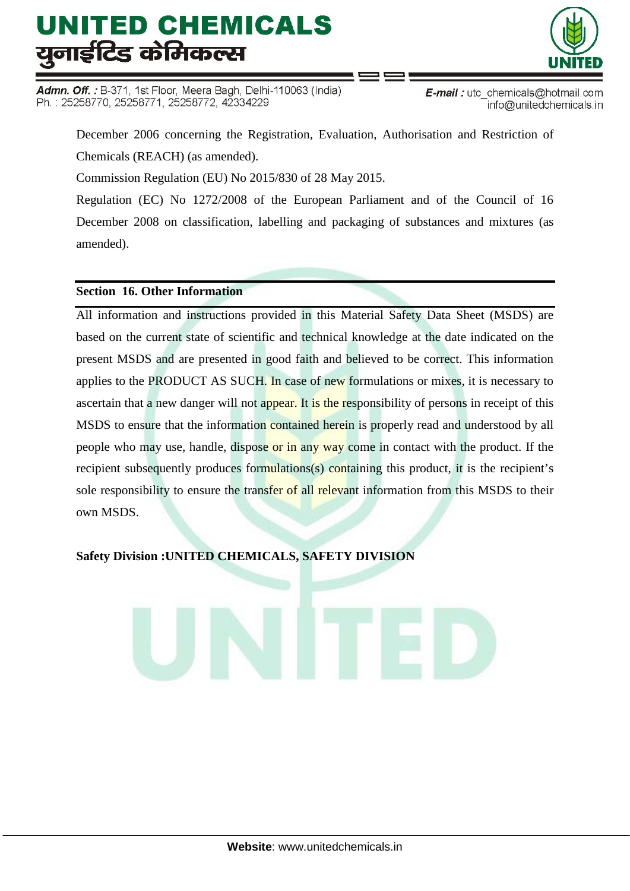December 2006 concerning the Registration, Evaluation, Authorisation and Restriction of Chemicals (REACH) (as amended).

Commission Regulation (EU) No 2015/830 of 28 May 2015.

Regulation (EC) No 1272/2008 of the European Parliament and of the Council of 16 December 2008 on classification, labelling and packaging of substances and mixtures (as amended).

## Section 16. Other Information

All information and instructions provided in this Material Safety Data Sheet (MSDS) are based on the current state of scientific and technical knowledge at the date indicated on the present MSDS and are presented in good faith and believed to be correct. This information applies to the PRODUCT AS SUCH. In case of new formulations or mixes, it is necessary to ascertain that a new danger will not appear. It is the responsibility of persons in receipt of this MSDS to ensure that the information contained herein is properly read and understood by all people who may use, handle, dispose or in any way come in contact with the product. If the recipient subsequently produces formulations(s) containing this product, it is the recipient's sole responsibility to ensure the transfer of all relevant information from this MSDS to their own MSDS.

**Safety Division :UNITED CHEMICALS, SAFETY DIVISION**